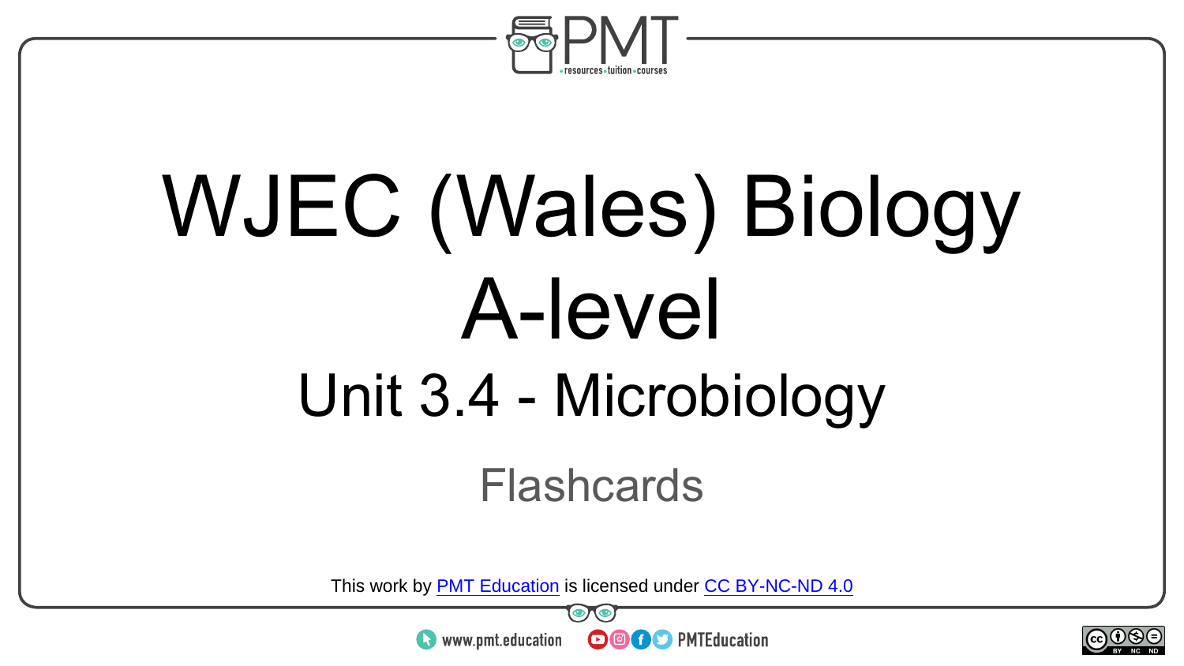# WJEC (Wales) Biology A-level

## Unit 3.4 - Microbiology

Flashcards

This work by PMT Education is licensed under CC BY-NC-ND 4.0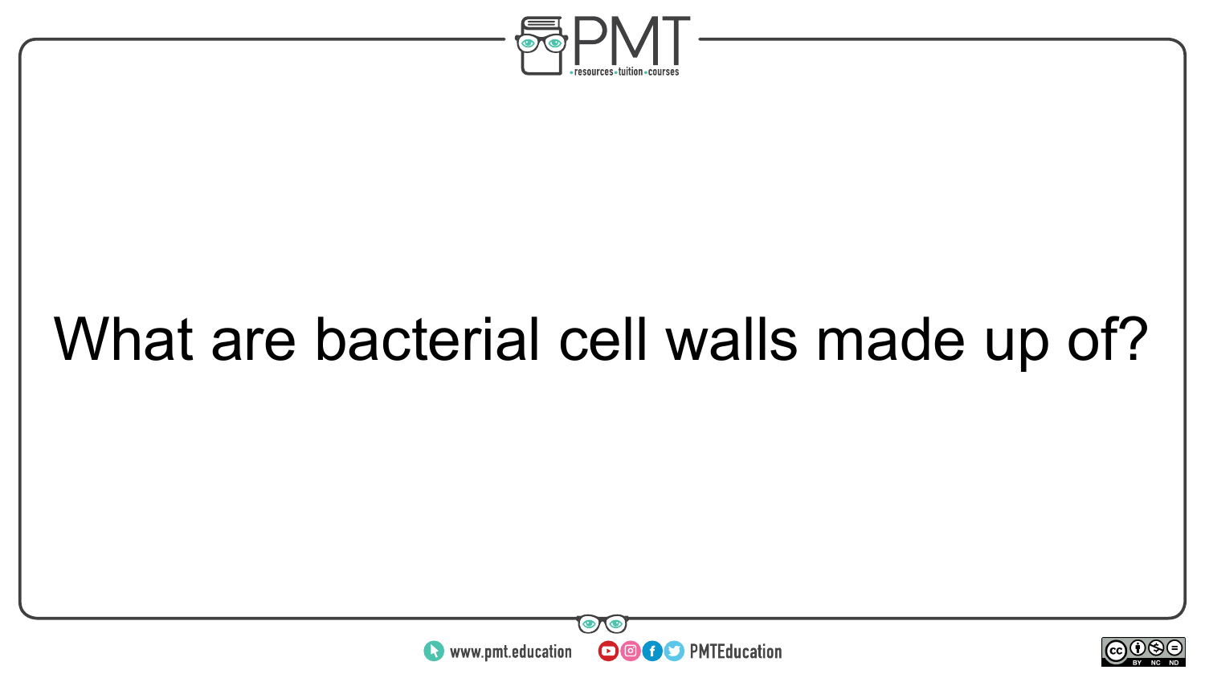What are bacterial cell walls made up of?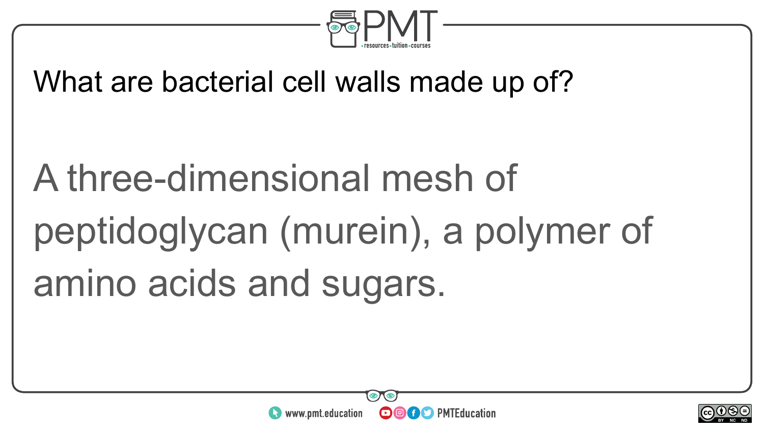What are bacterial cell walls made up of?

A three-dimensional mesh of peptidoglycan (murein), a polymer of amino acids and sugars.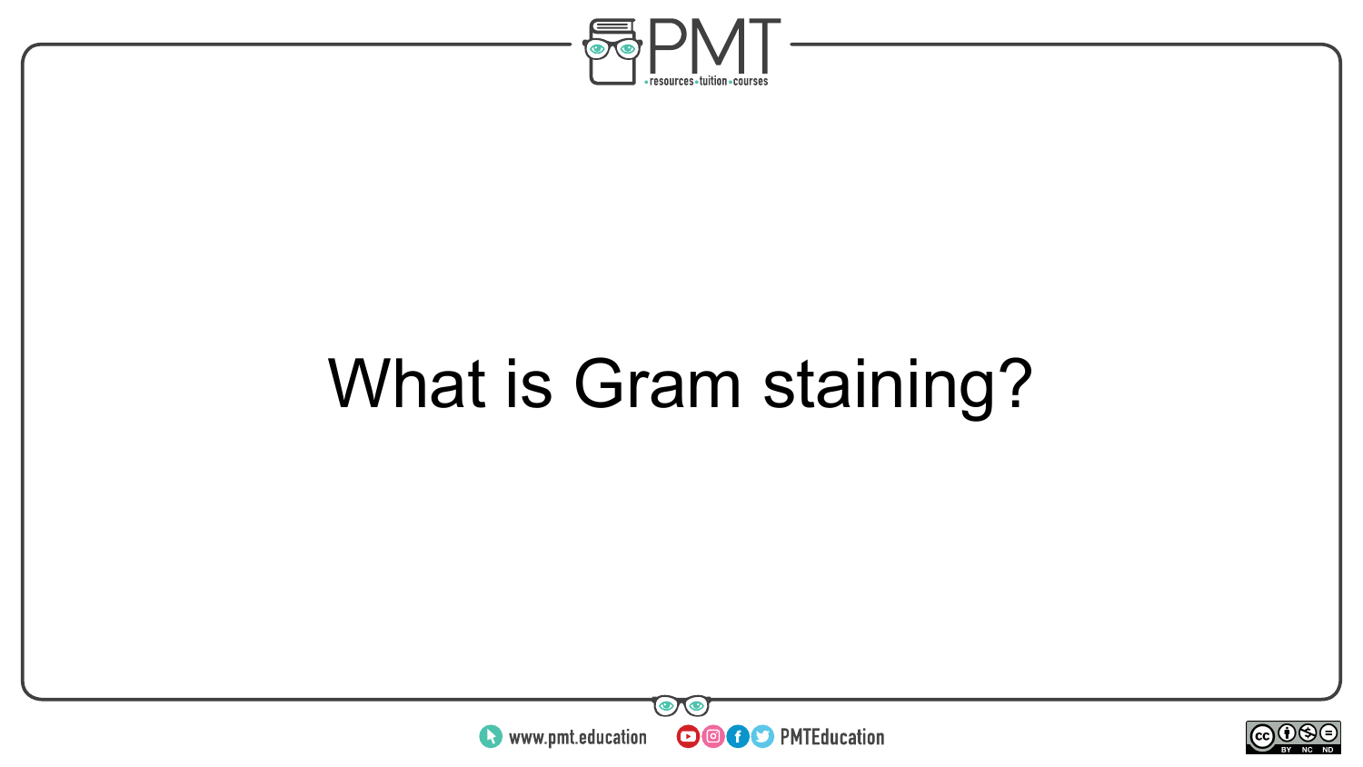What is Gram staining?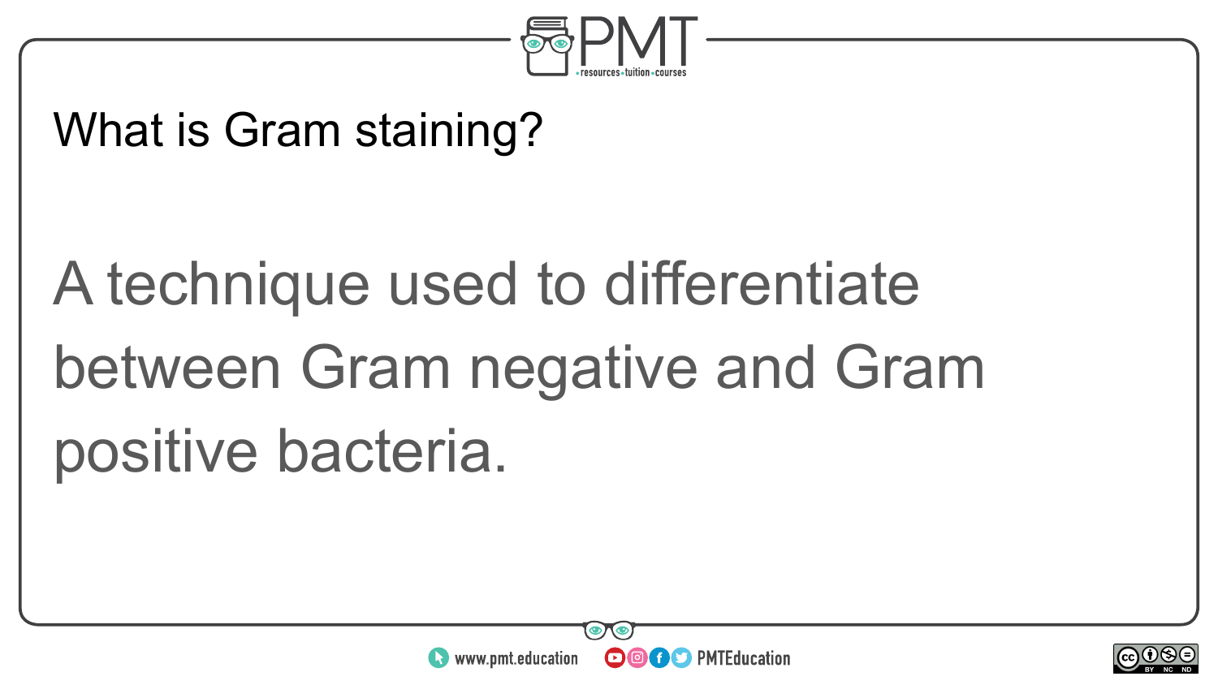What is Gram staining?

A technique used to differentiate between Gram negative and Gram positive bacteria.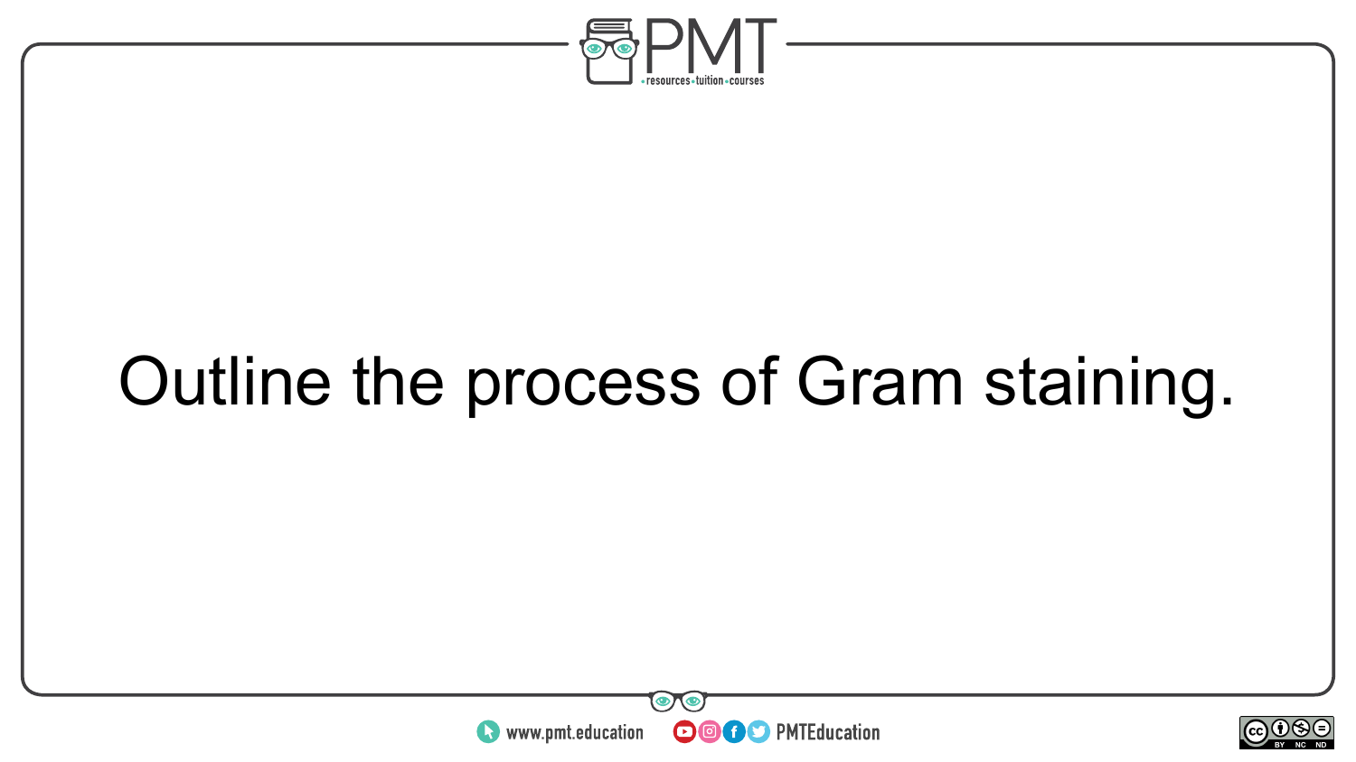Outline the process of Gram staining.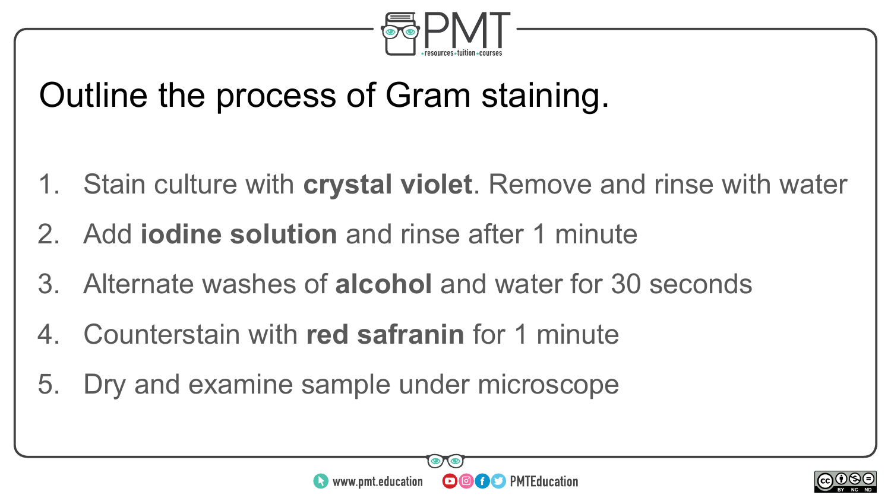# Outline the process of Gram staining.

1. Stain culture with **crystal violet**. Remove and rinse with water
2. Add **iodine solution** and rinse after 1 minute
3. Alternate washes of **alcohol** and water for 30 seconds
4. Counterstain with **red safranin** for 1 minute
5. Dry and examine sample under microscope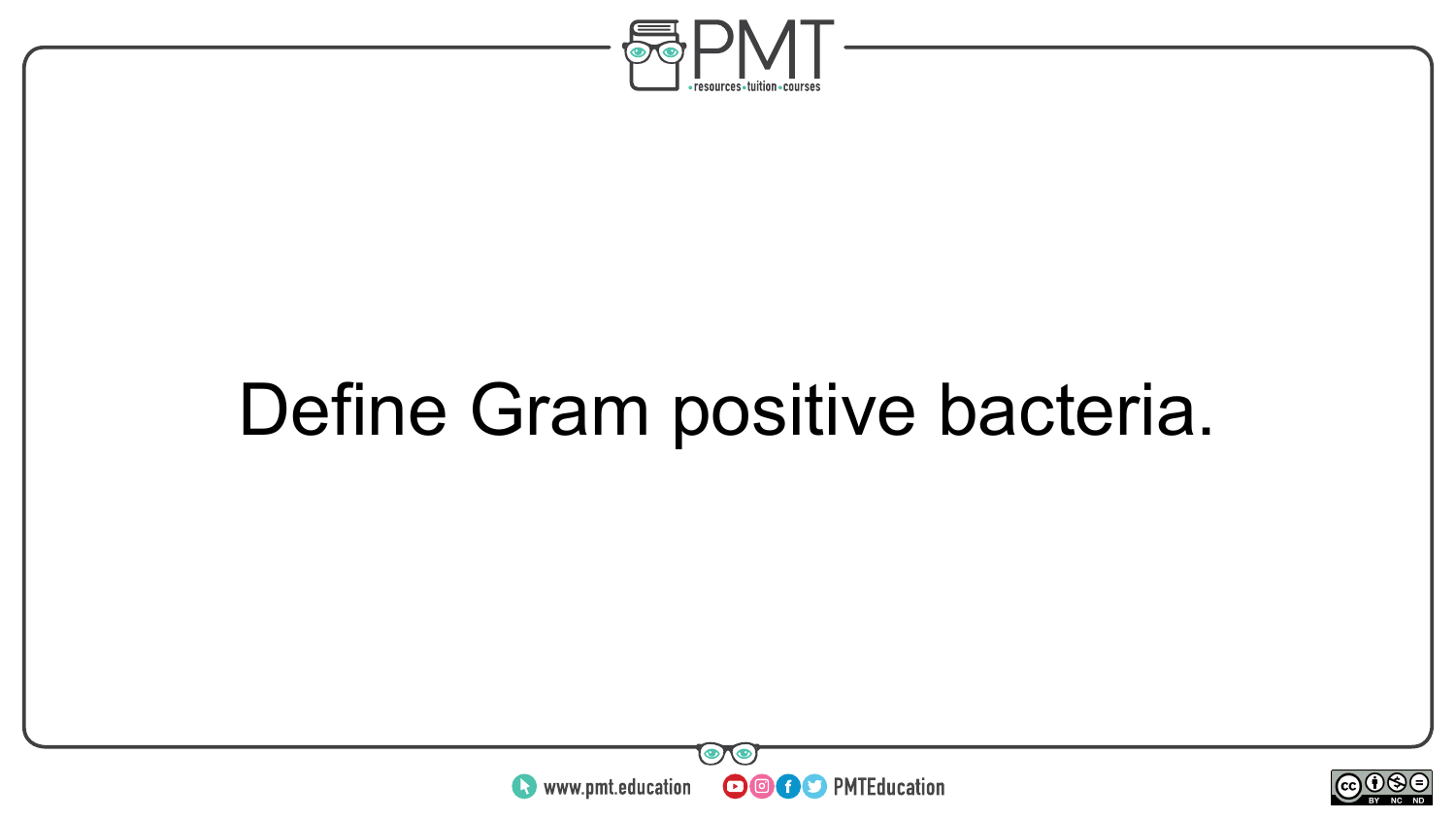Define Gram positive bacteria.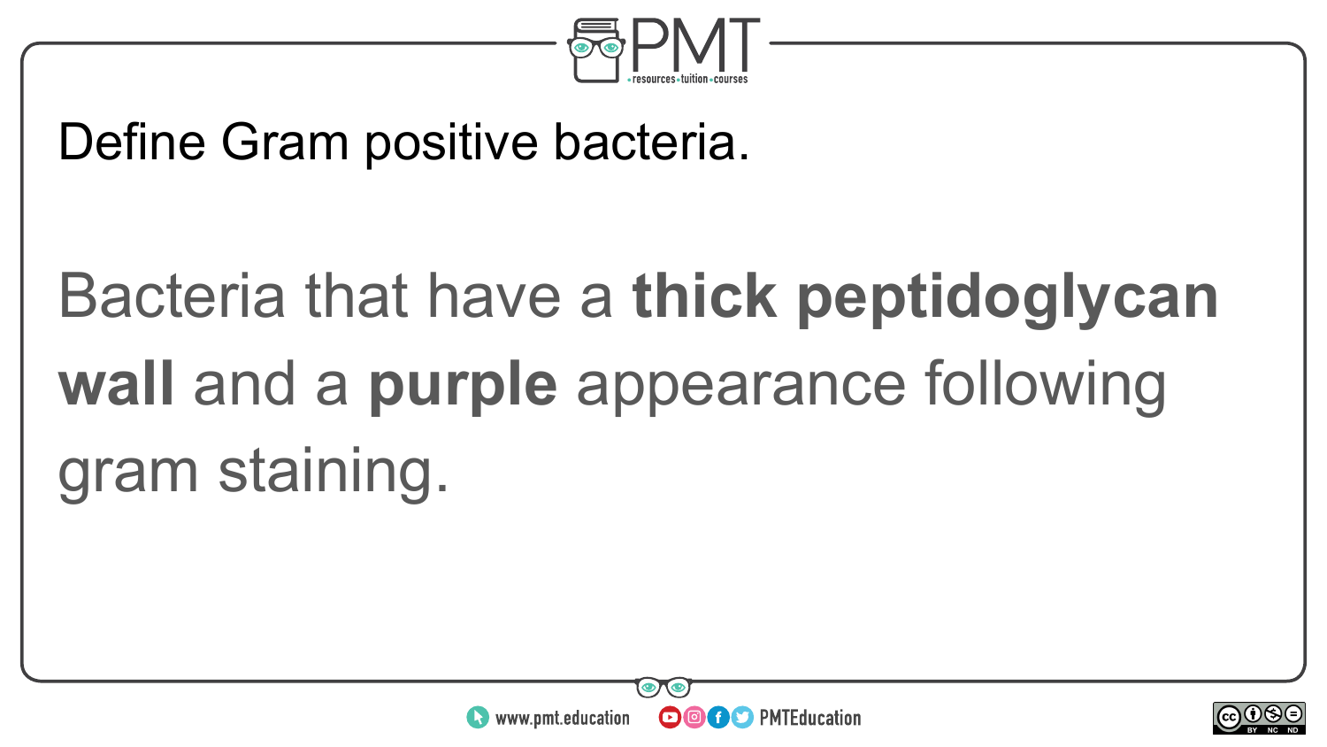Define Gram positive bacteria.

Bacteria that have a **thick peptidoglycan wall** and a **purple** appearance following gram staining.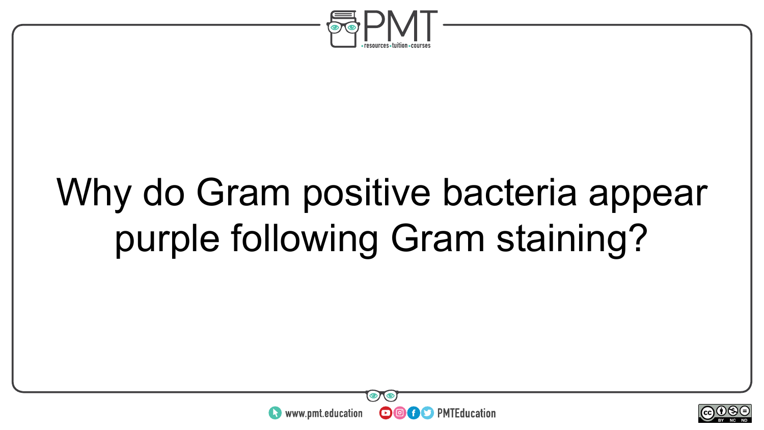Why do Gram positive bacteria appear purple following Gram staining?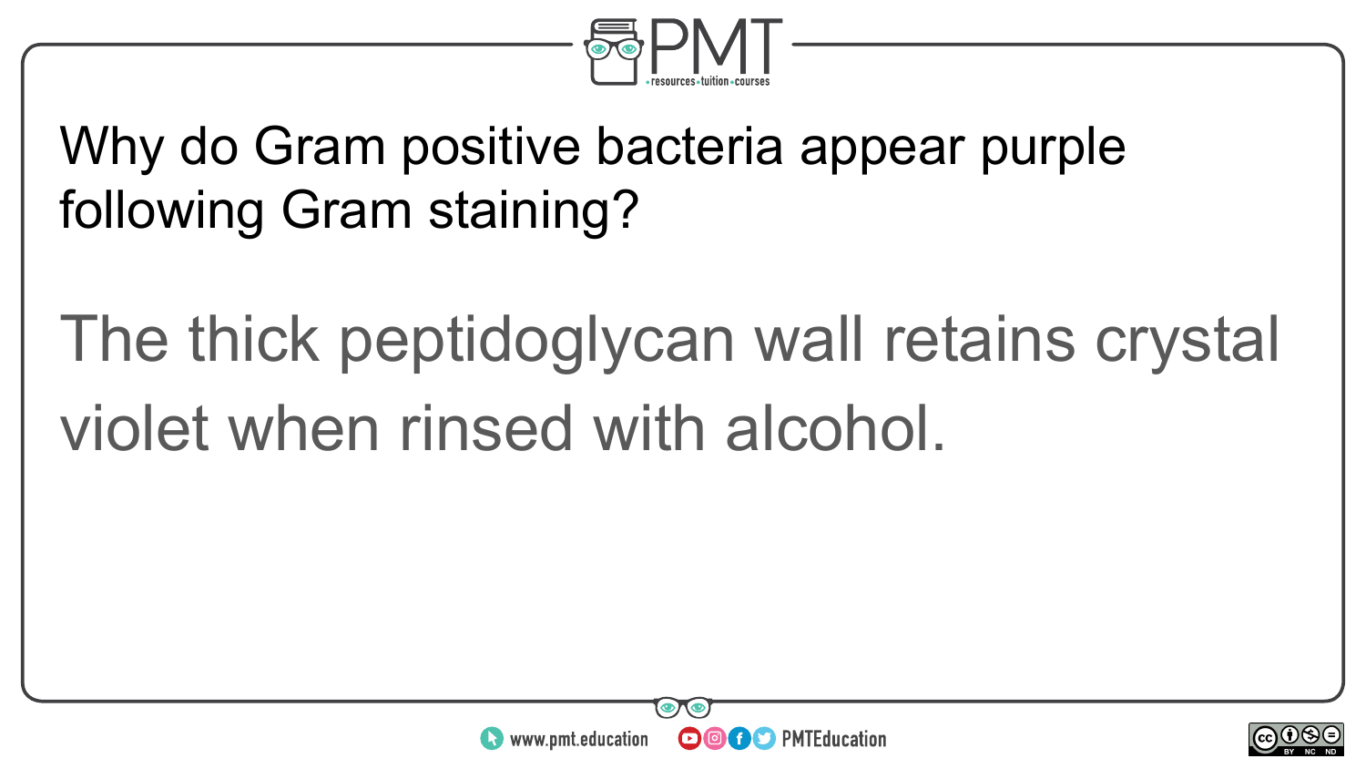Why do Gram positive bacteria appear purple following Gram staining?

The thick peptidoglycan wall retains crystal violet when rinsed with alcohol.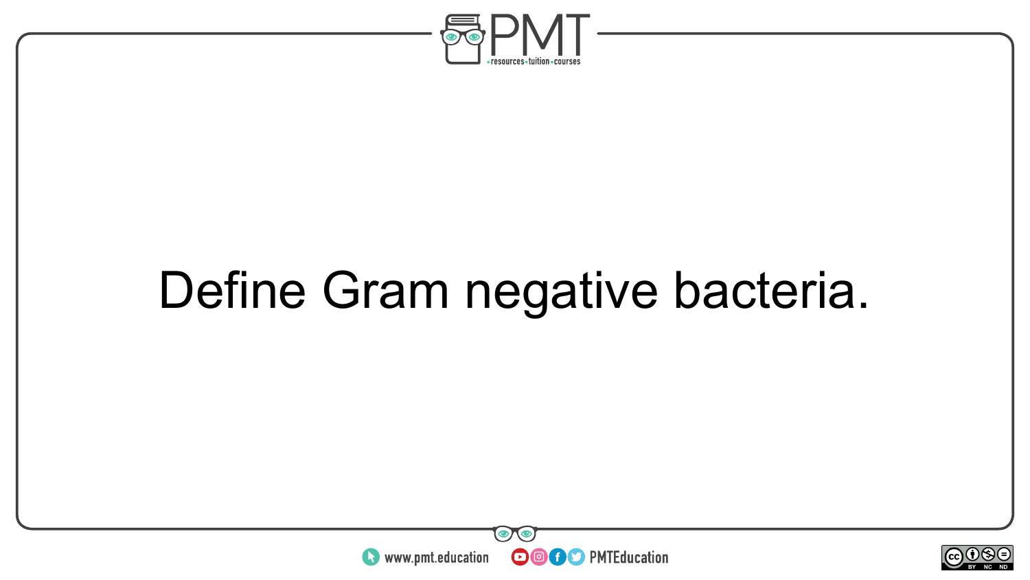Define Gram negative bacteria.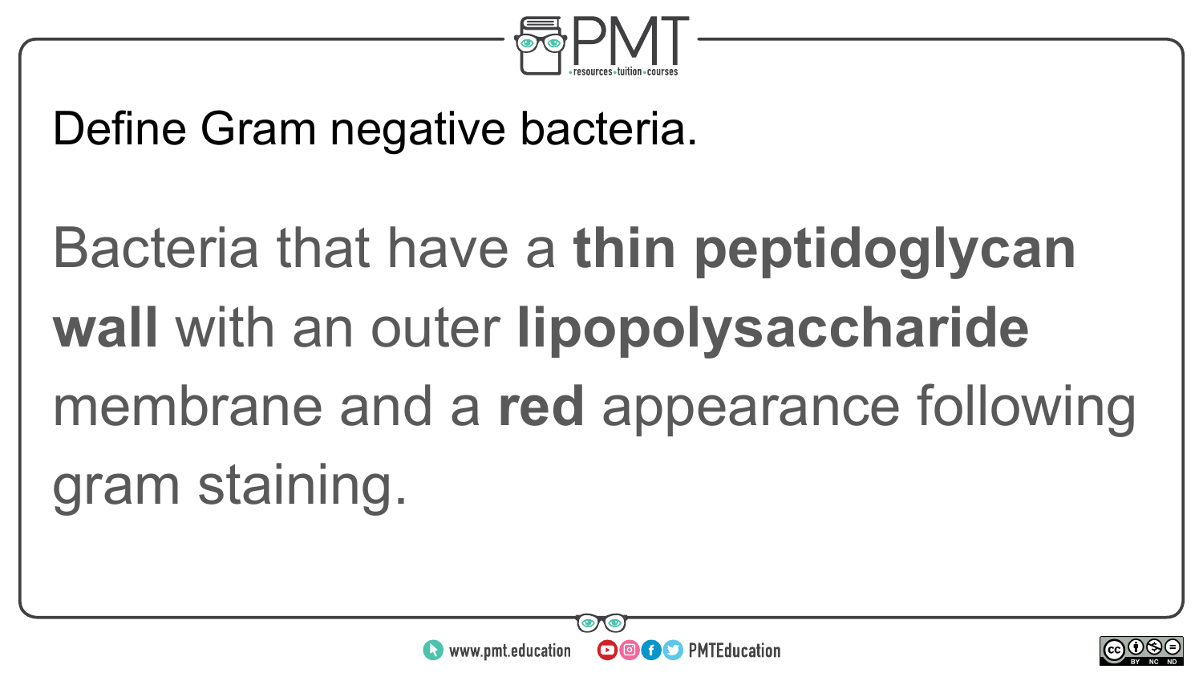Define Gram negative bacteria.

Bacteria that have a **thin peptidoglycan wall** with an outer **lipopolysaccharide** membrane and a **red** appearance following gram staining.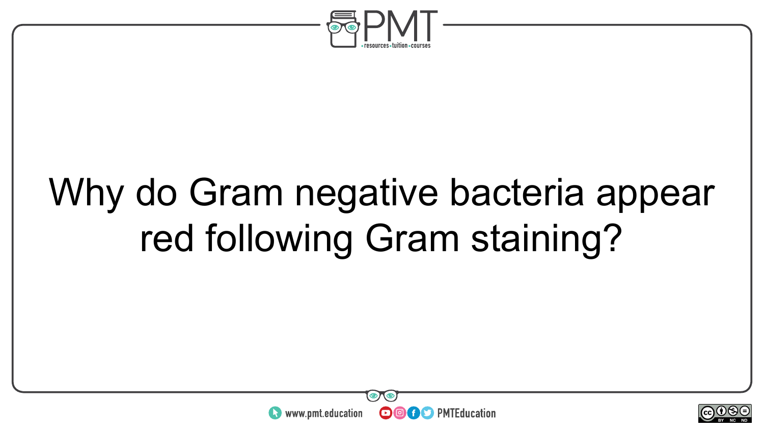Why do Gram negative bacteria appear red following Gram staining?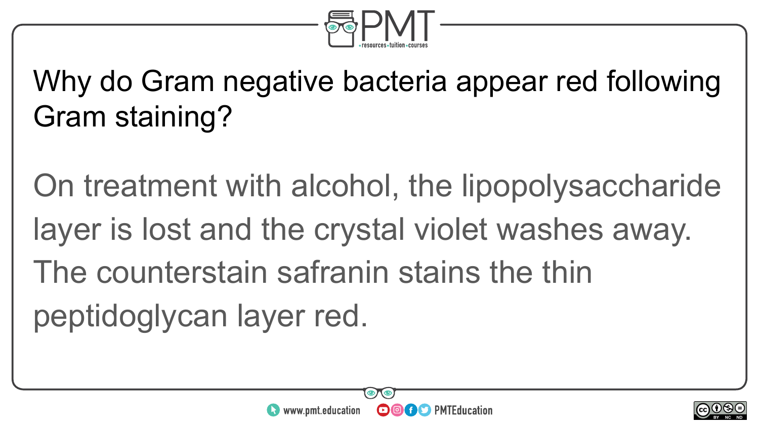Why do Gram negative bacteria appear red following Gram staining?

On treatment with alcohol, the lipopolysaccharide layer is lost and the crystal violet washes away. The counterstain safranin stains the thin peptidoglycan layer red.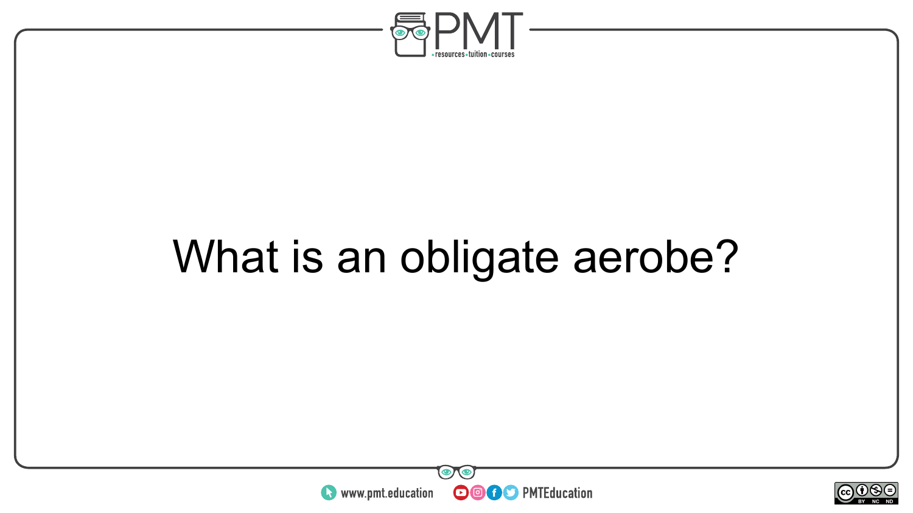What is an obligate aerobe?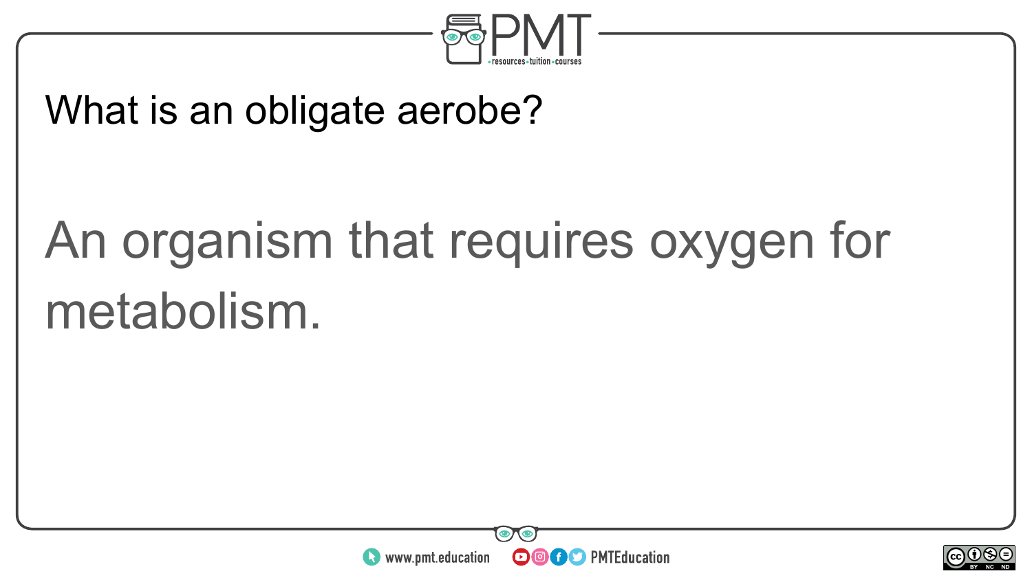What is an obligate aerobe?

An organism that requires oxygen for metabolism.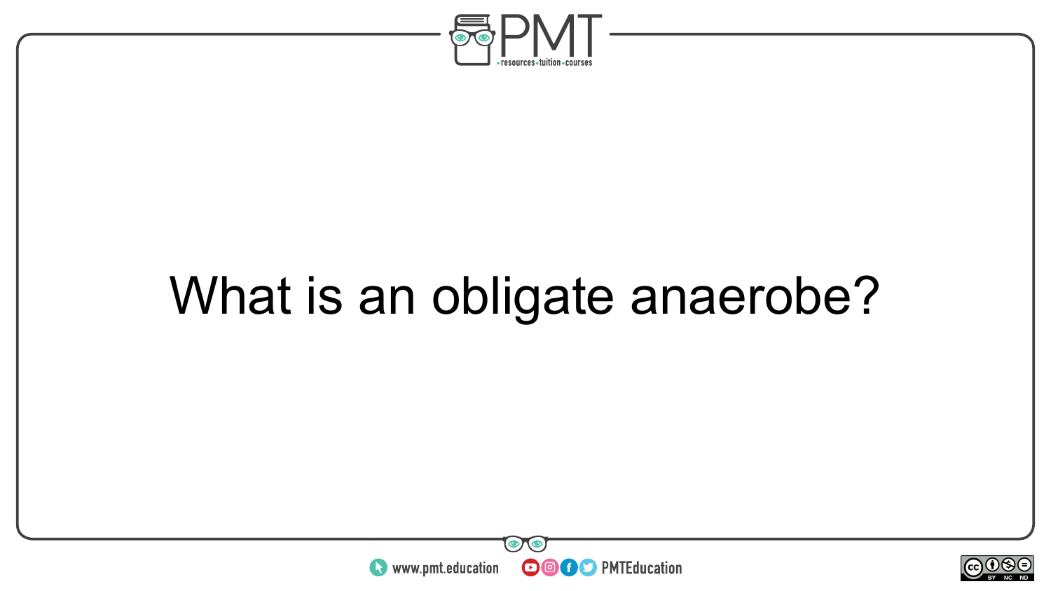What is an obligate anaerobe?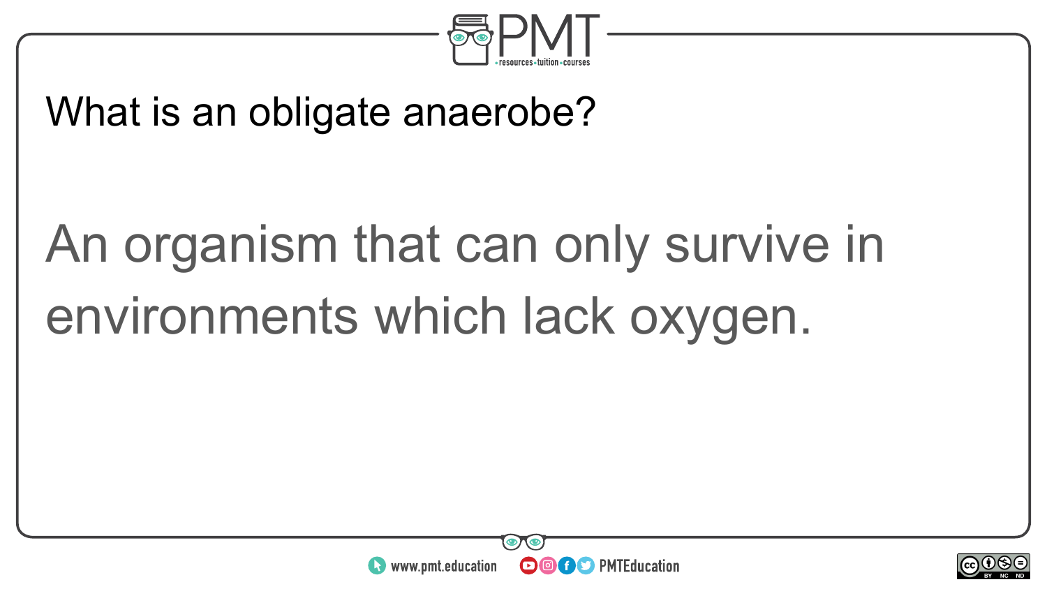What is an obligate anaerobe?

An organism that can only survive in environments which lack oxygen.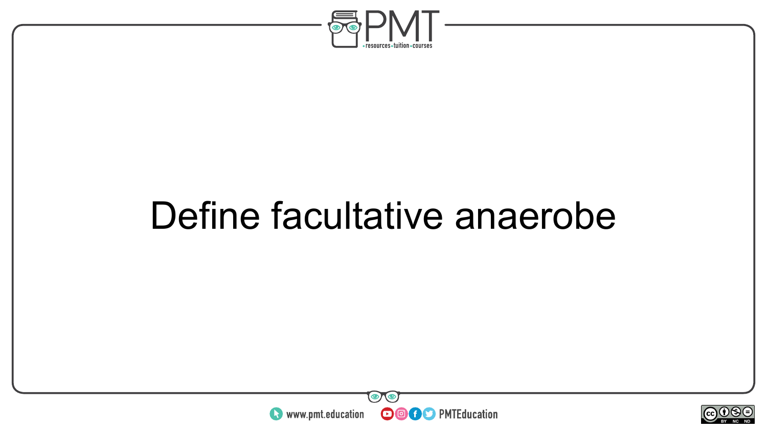Define facultative anaerobe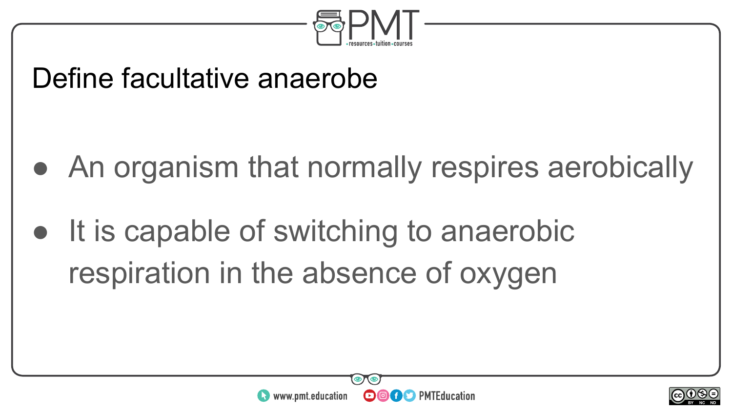# Define facultative anaerobe

- An organism that normally respires aerobically
- It is capable of switching to anaerobic respiration in the absence of oxygen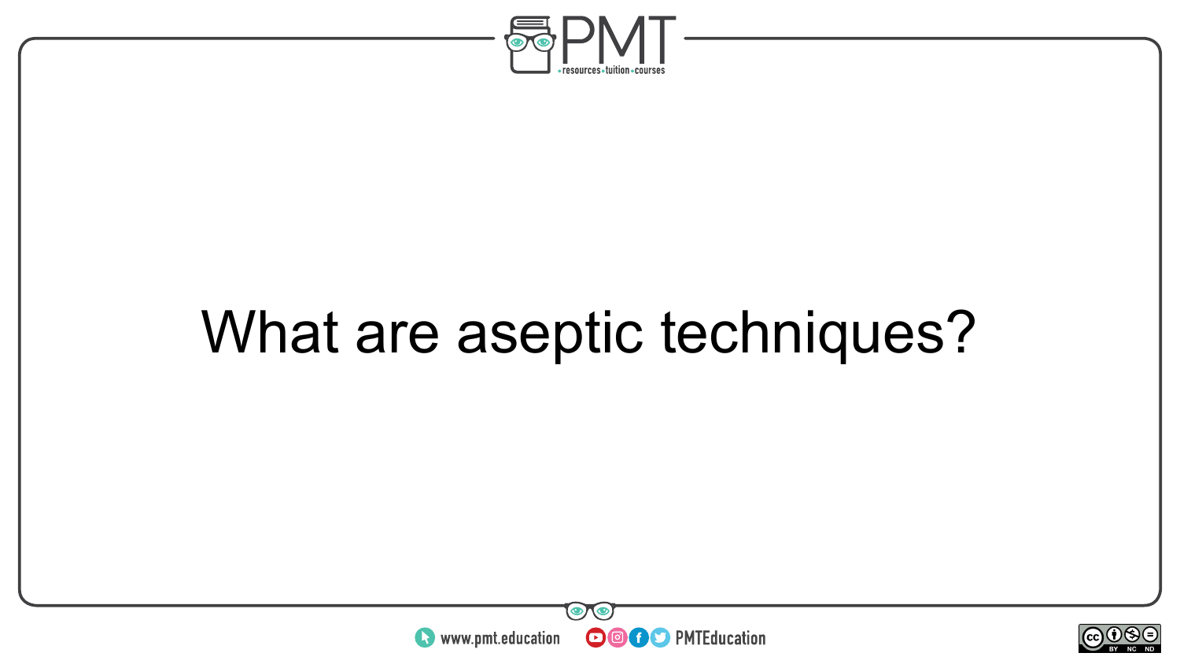What are aseptic techniques?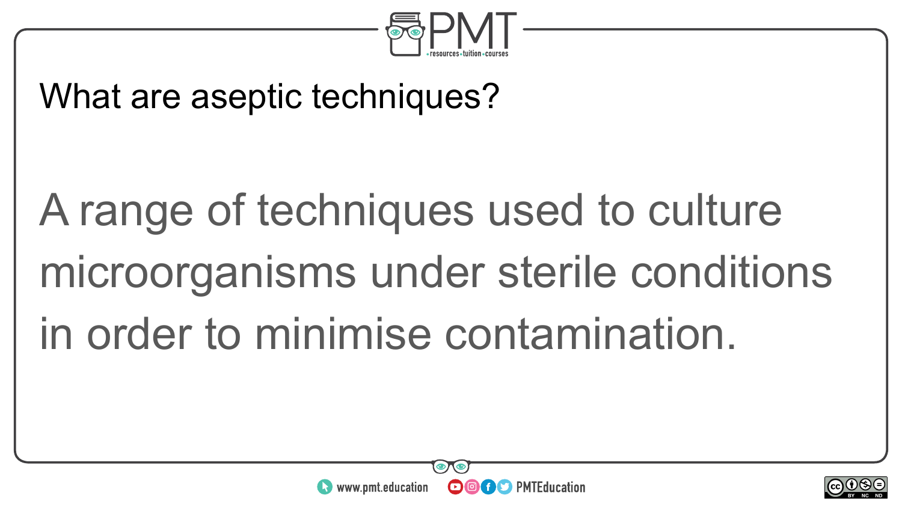What are aseptic techniques?

A range of techniques used to culture microorganisms under sterile conditions in order to minimise contamination.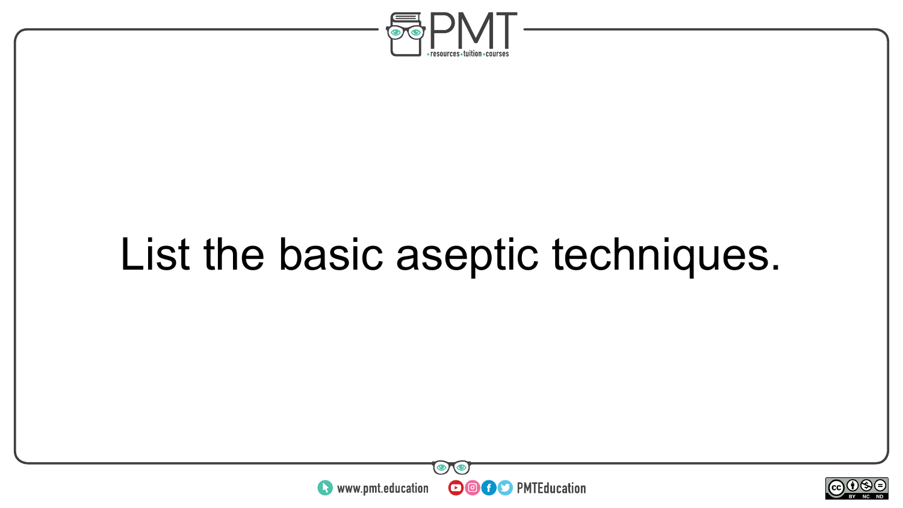List the basic aseptic techniques.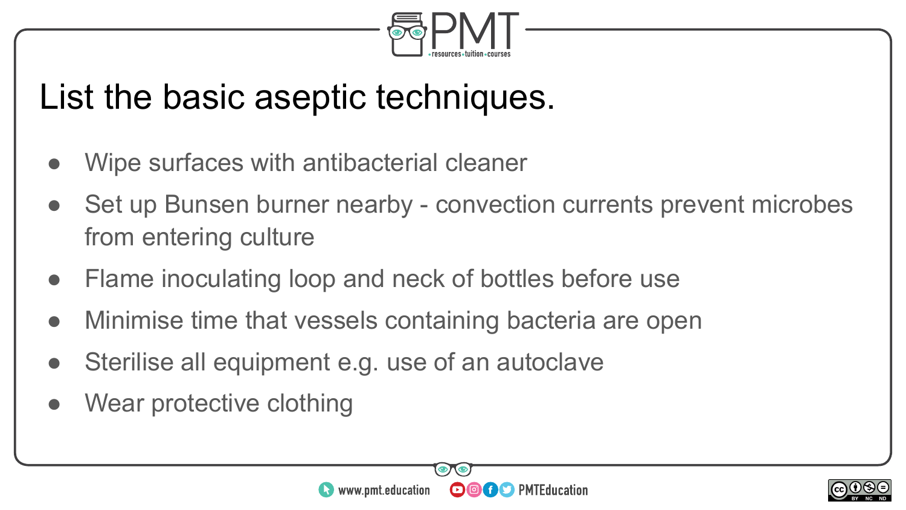# List the basic aseptic techniques.

- Wipe surfaces with antibacterial cleaner
- Set up Bunsen burner nearby - convection currents prevent microbes from entering culture
- Flame inoculating loop and neck of bottles before use
- Minimise time that vessels containing bacteria are open
- Sterilise all equipment e.g. use of an autoclave
- Wear protective clothing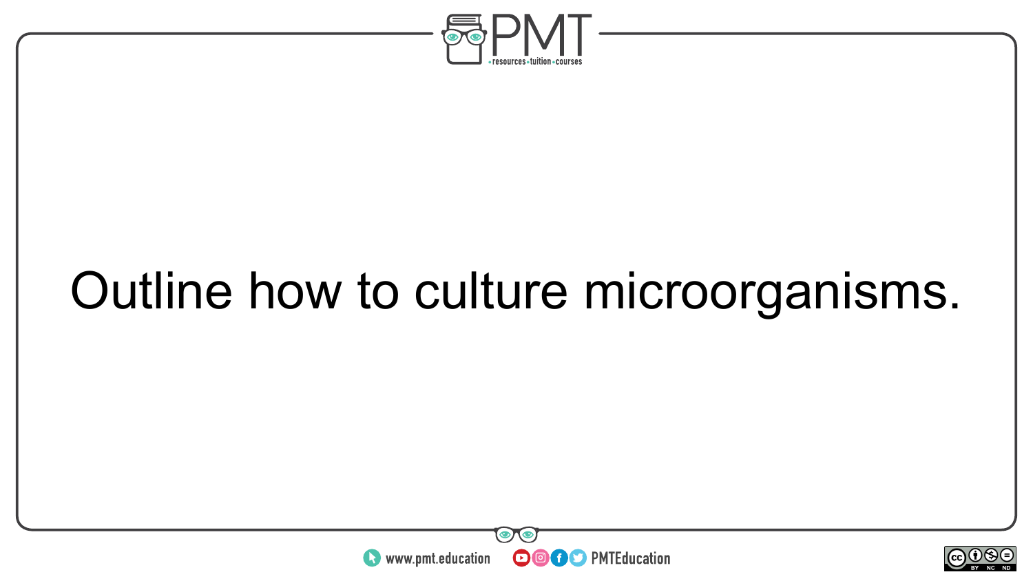Outline how to culture microorganisms.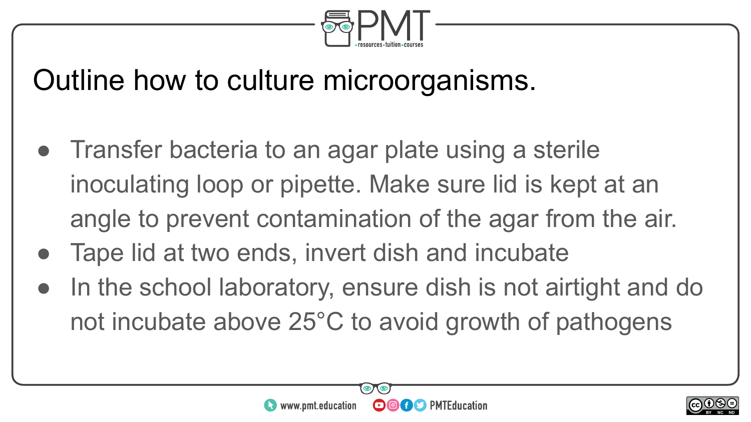# Outline how to culture microorganisms.

- Transfer bacteria to an agar plate using a sterile inoculating loop or pipette. Make sure lid is kept at an angle to prevent contamination of the agar from the air.
- Tape lid at two ends, invert dish and incubate
- In the school laboratory, ensure dish is not airtight and do not incubate above 25°C to avoid growth of pathogens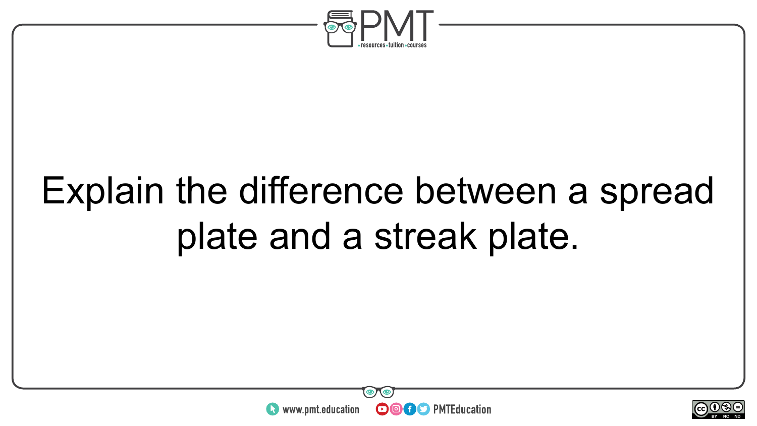Explain the difference between a spread plate and a streak plate.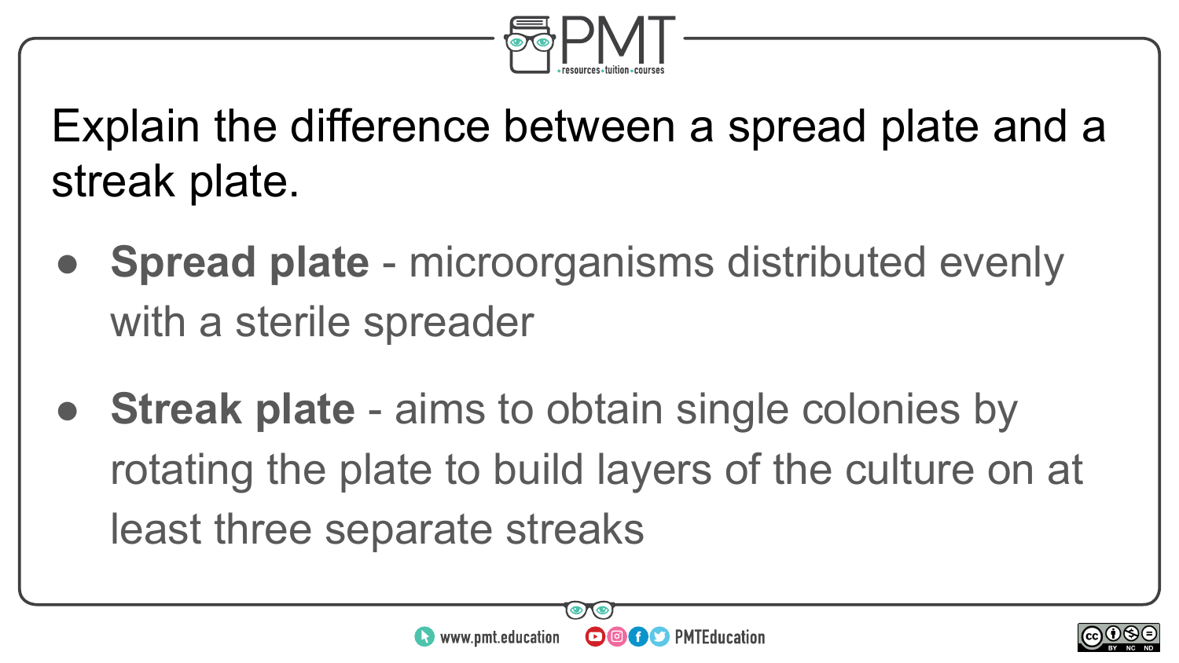Explain the difference between a spread plate and a streak plate.

- **Spread plate** - microorganisms distributed evenly with a sterile spreader
- **Streak plate** - aims to obtain single colonies by rotating the plate to build layers of the culture on at least three separate streaks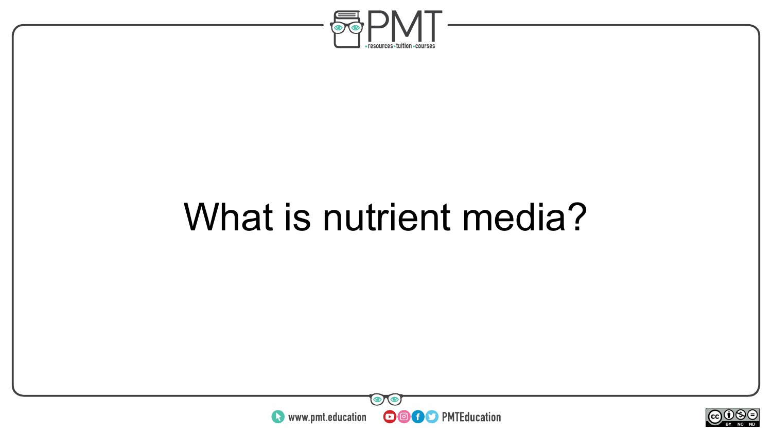What is nutrient media?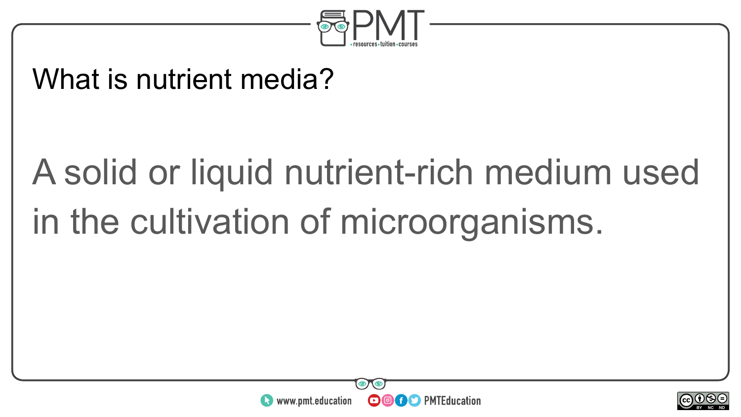What is nutrient media?

A solid or liquid nutrient-rich medium used in the cultivation of microorganisms.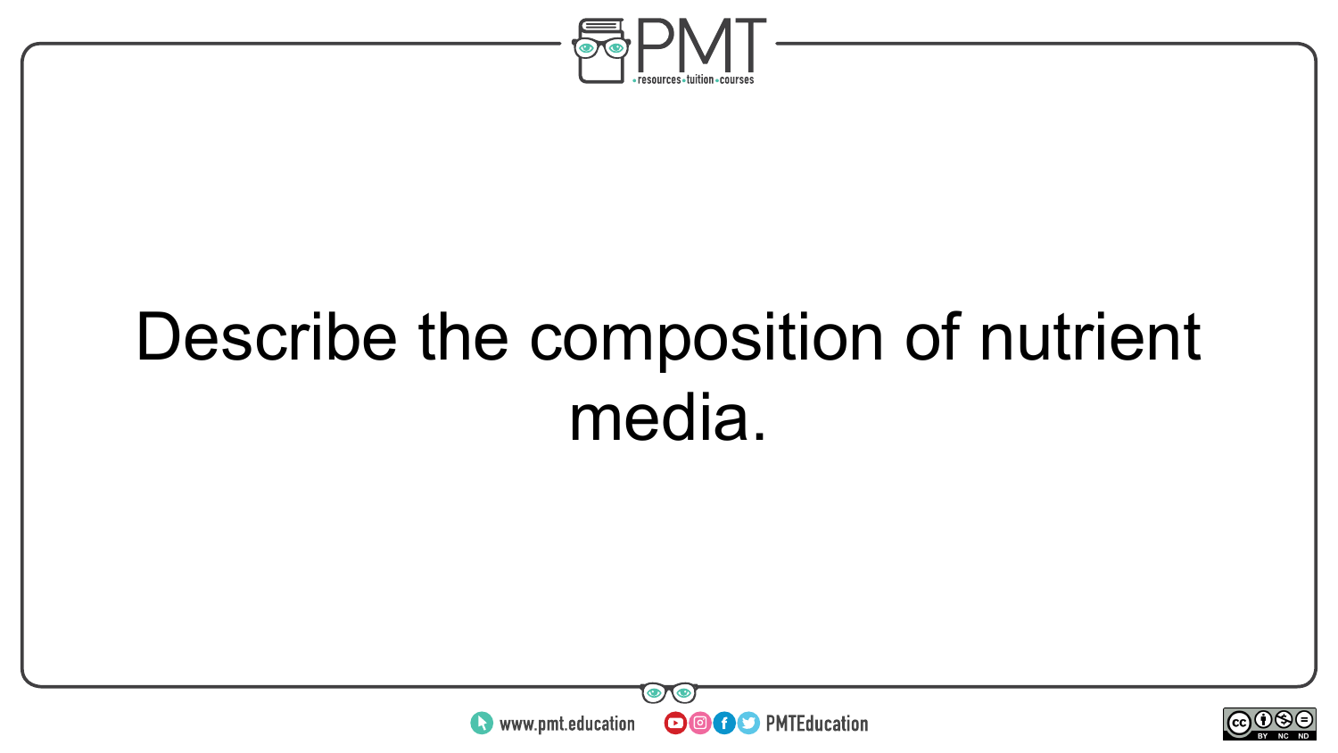Describe the composition of nutrient media.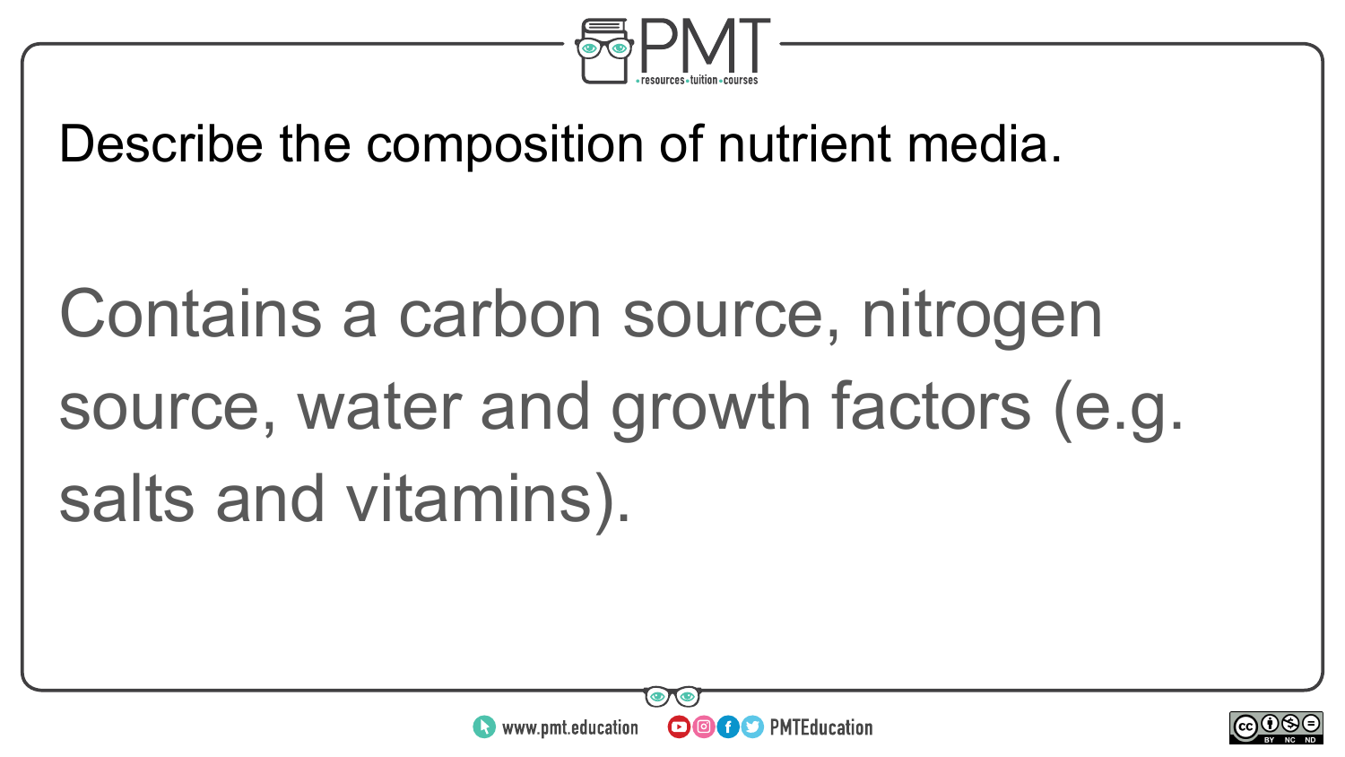Describe the composition of nutrient media.

Contains a carbon source, nitrogen source, water and growth factors (e.g. salts and vitamins).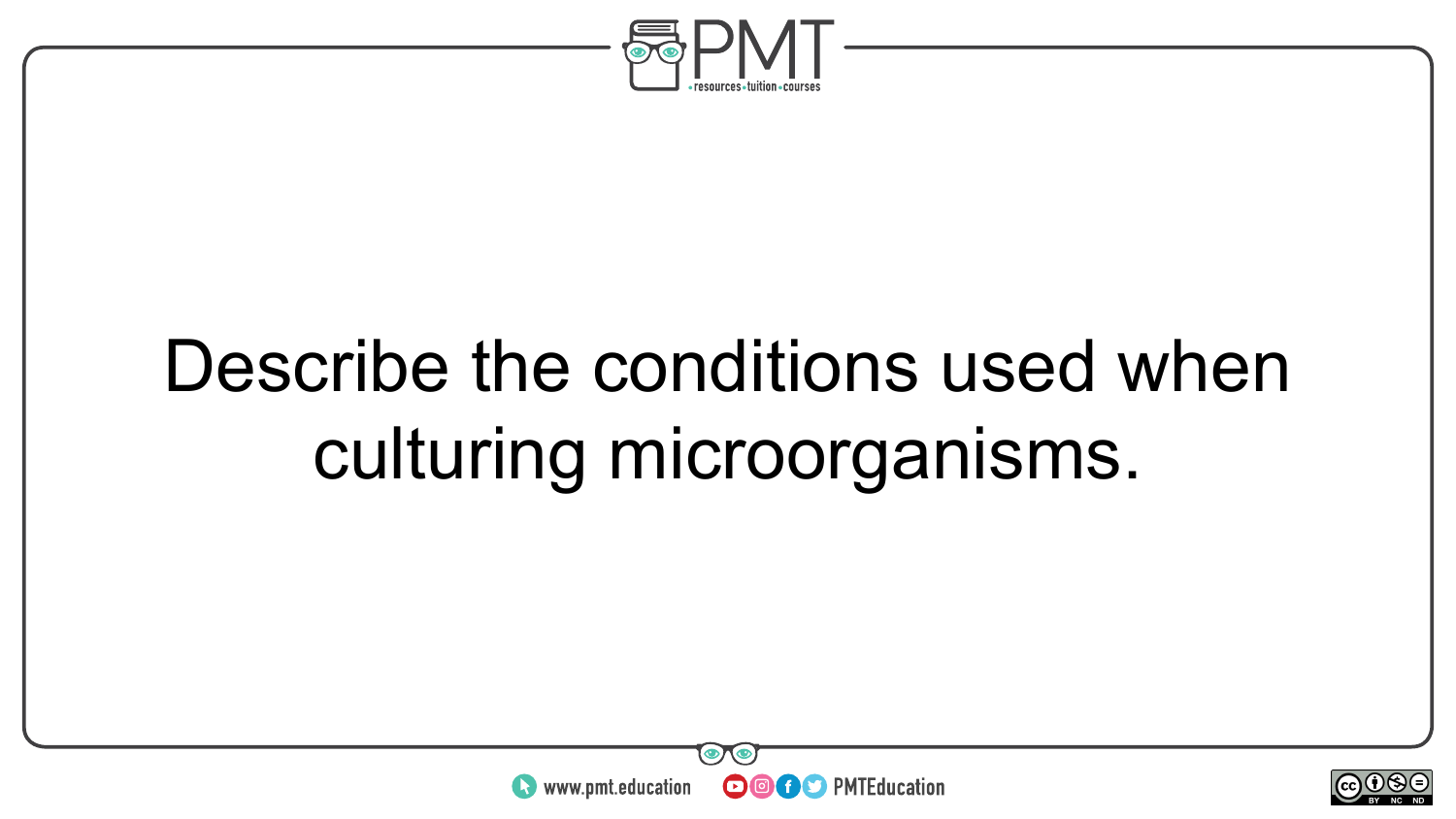Describe the conditions used when culturing microorganisms.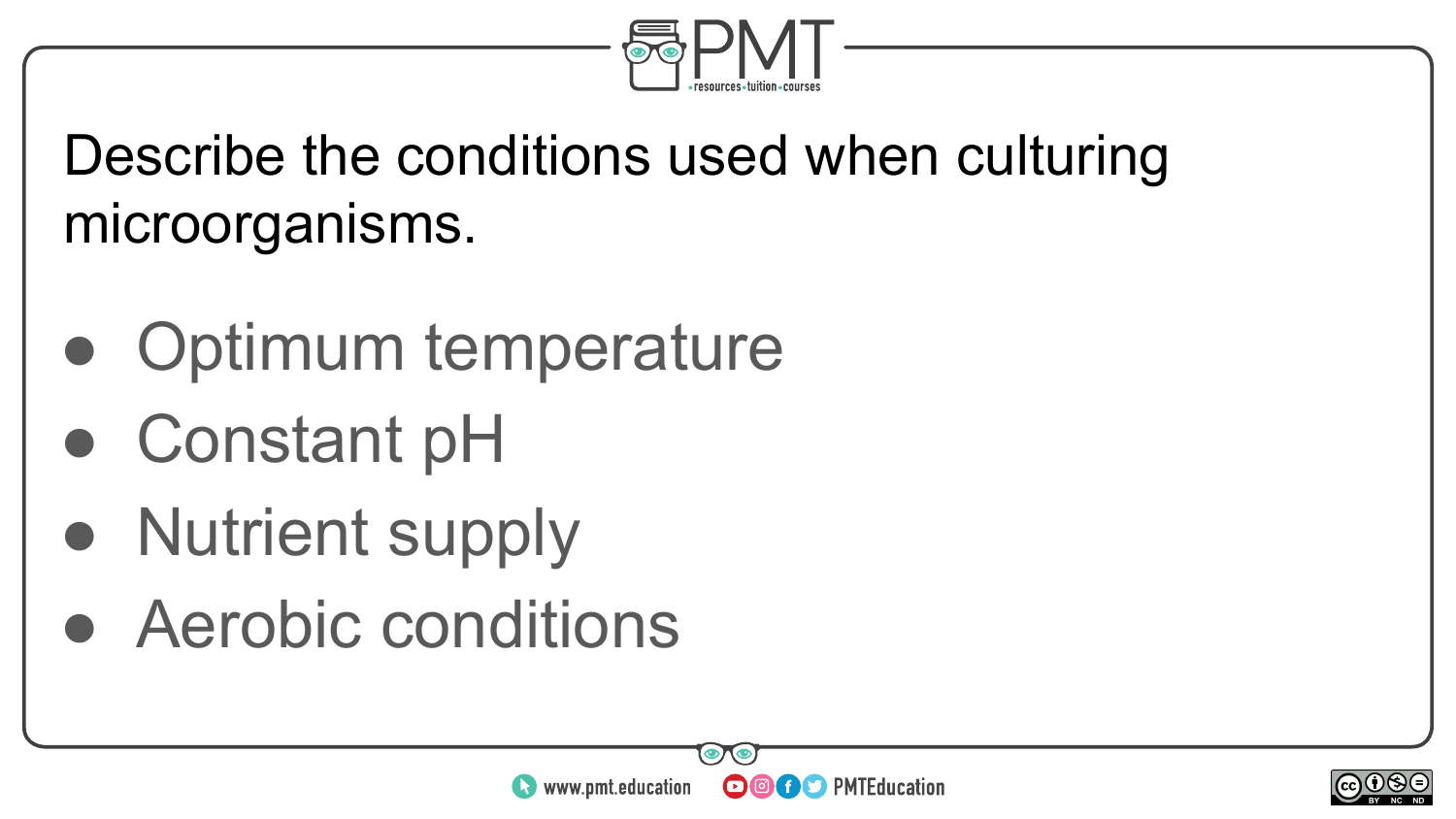Describe the conditions used when culturing microorganisms.

- Optimum temperature
- Constant pH
- Nutrient supply
- Aerobic conditions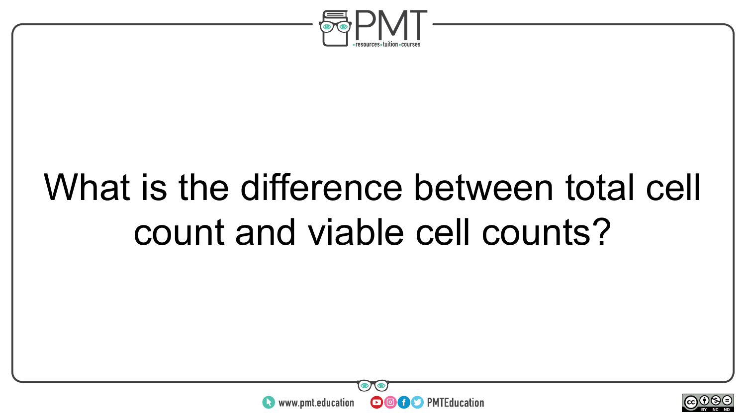What is the difference between total cell count and viable cell counts?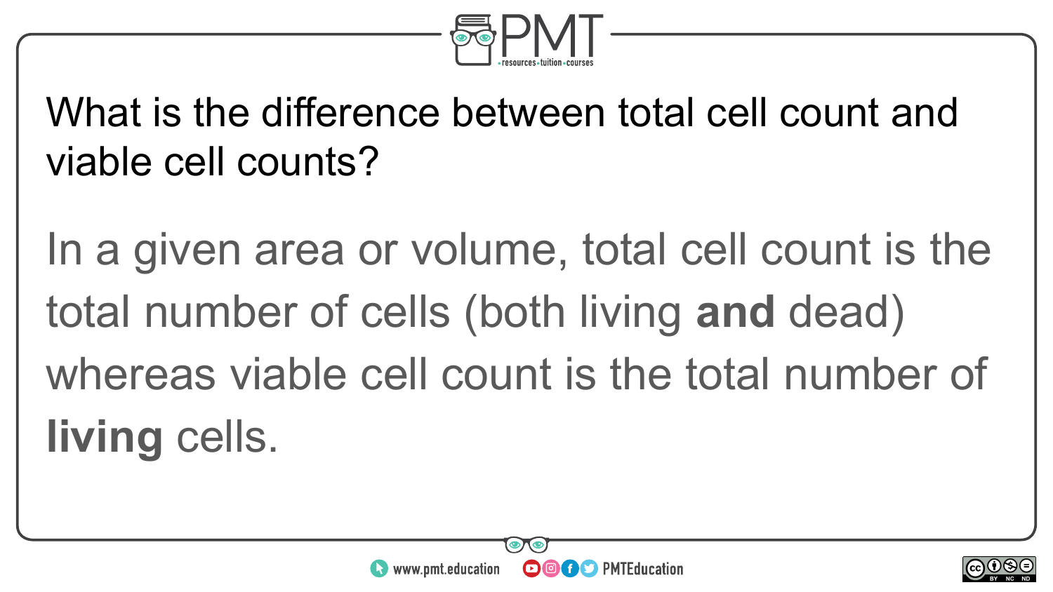What is the difference between total cell count and viable cell counts?

In a given area or volume, total cell count is the total number of cells (both living **and** dead) whereas viable cell count is the total number of **living** cells.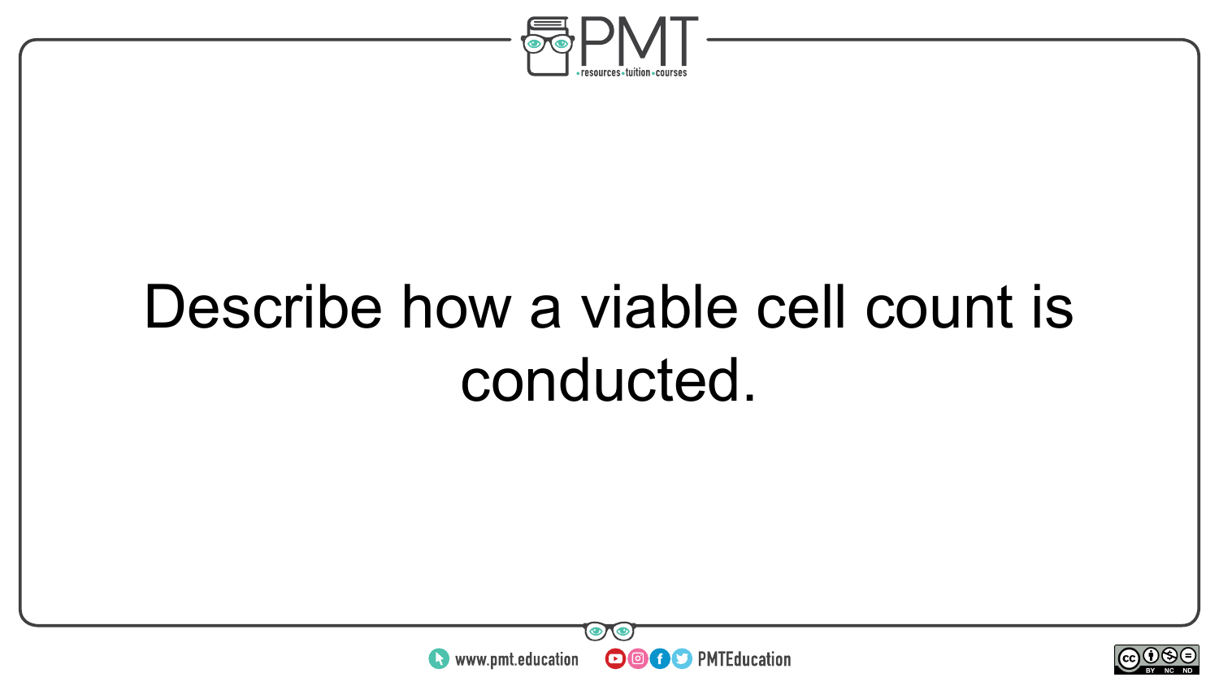Describe how a viable cell count is conducted.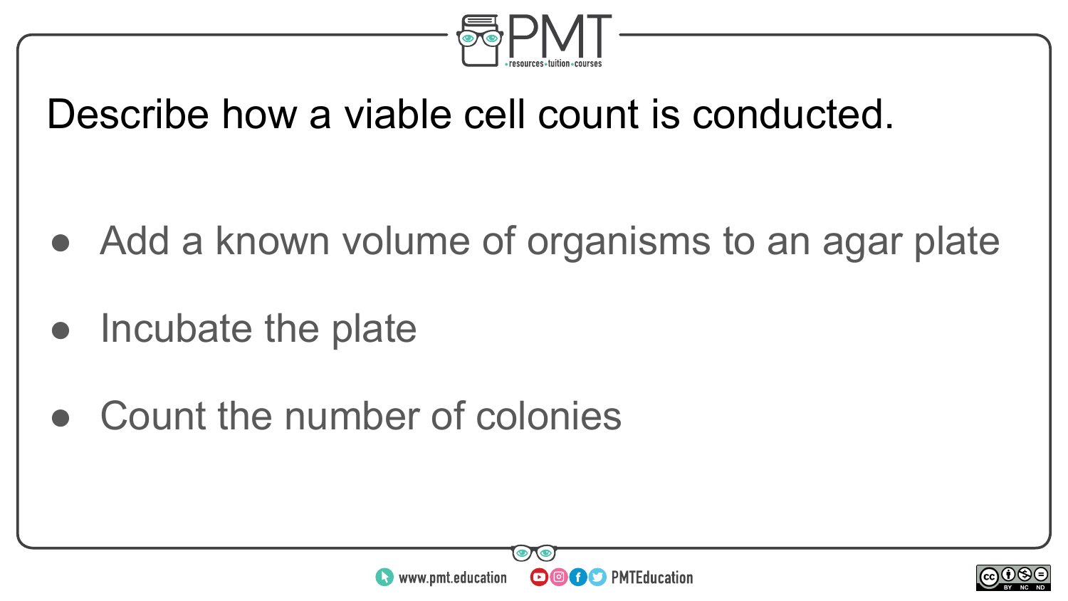Describe how a viable cell count is conducted.

- Add a known volume of organisms to an agar plate
- Incubate the plate
- Count the number of colonies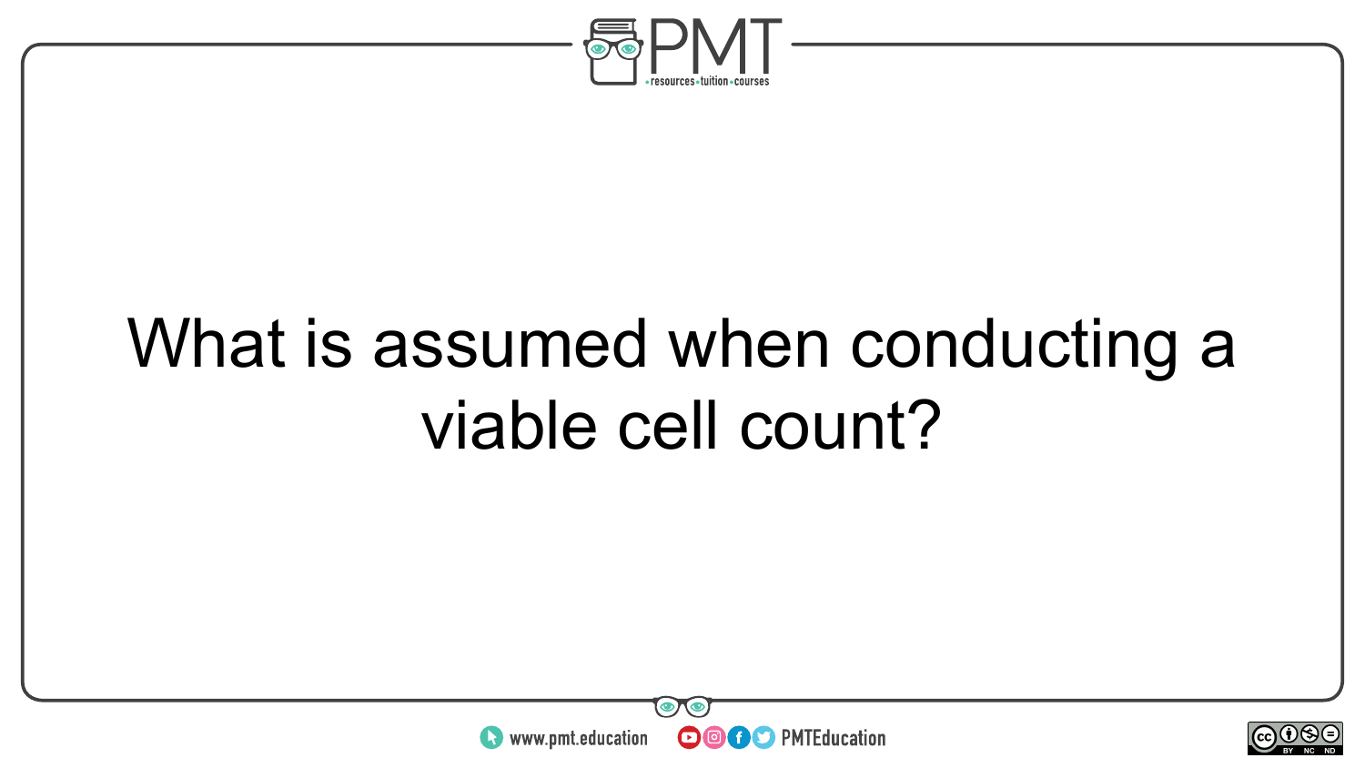What is assumed when conducting a viable cell count?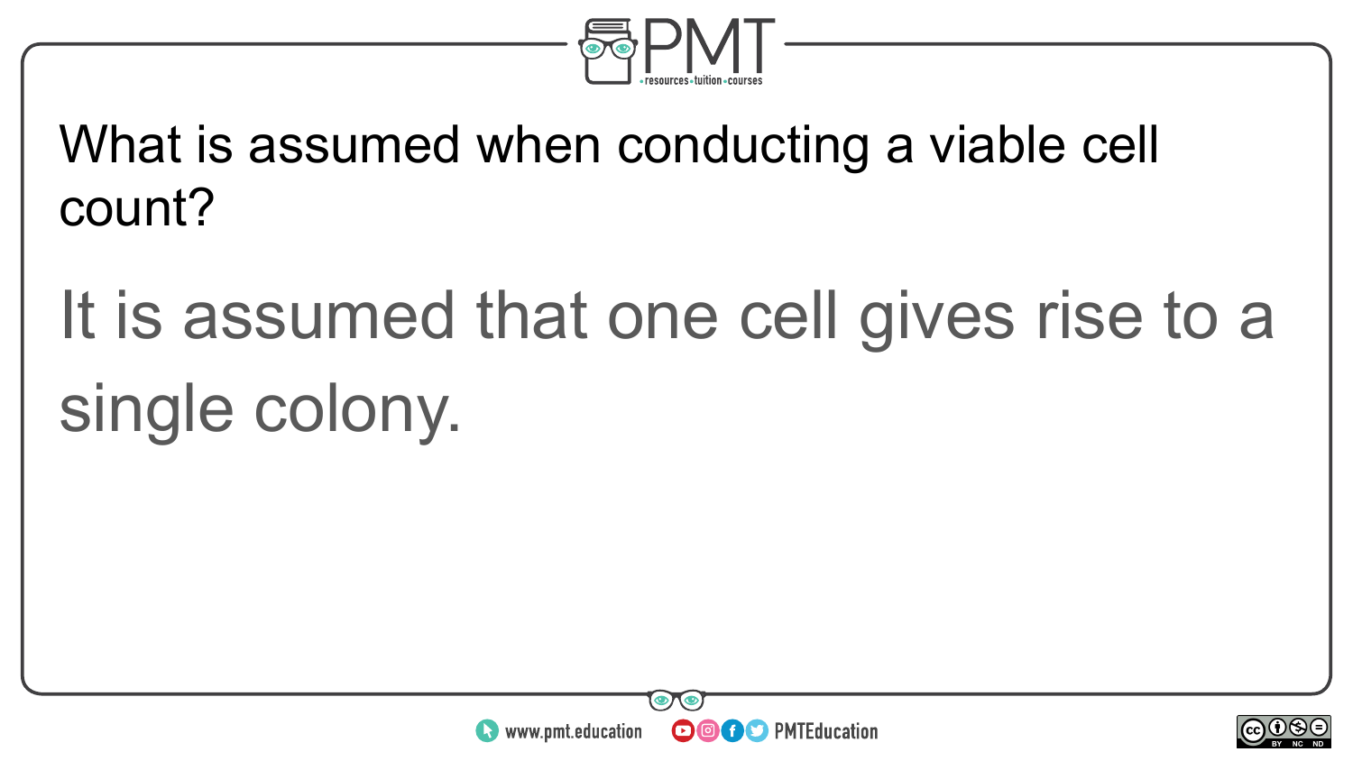What is assumed when conducting a viable cell count?

It is assumed that one cell gives rise to a single colony.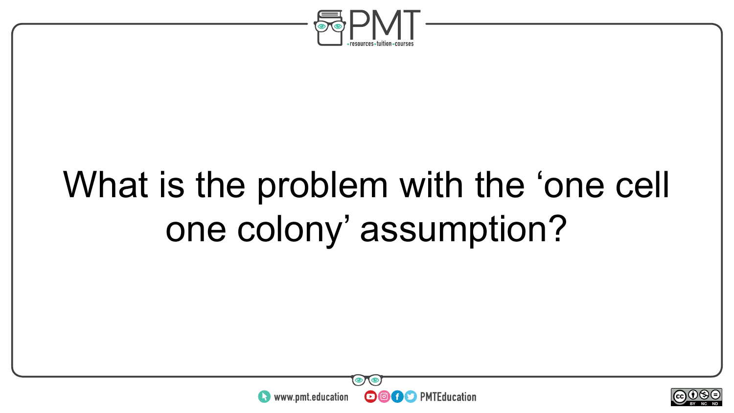What is the problem with the ‘one cell one colony’ assumption?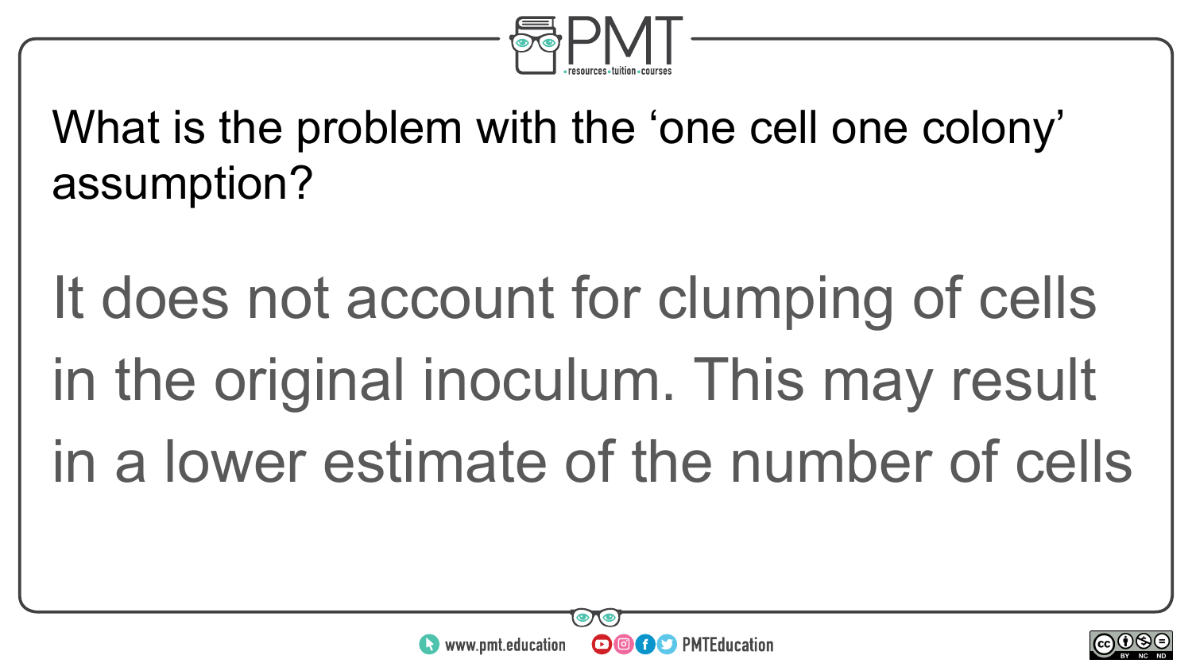What is the problem with the ‘one cell one colony’ assumption?

It does not account for clumping of cells in the original inoculum. This may result in a lower estimate of the number of cells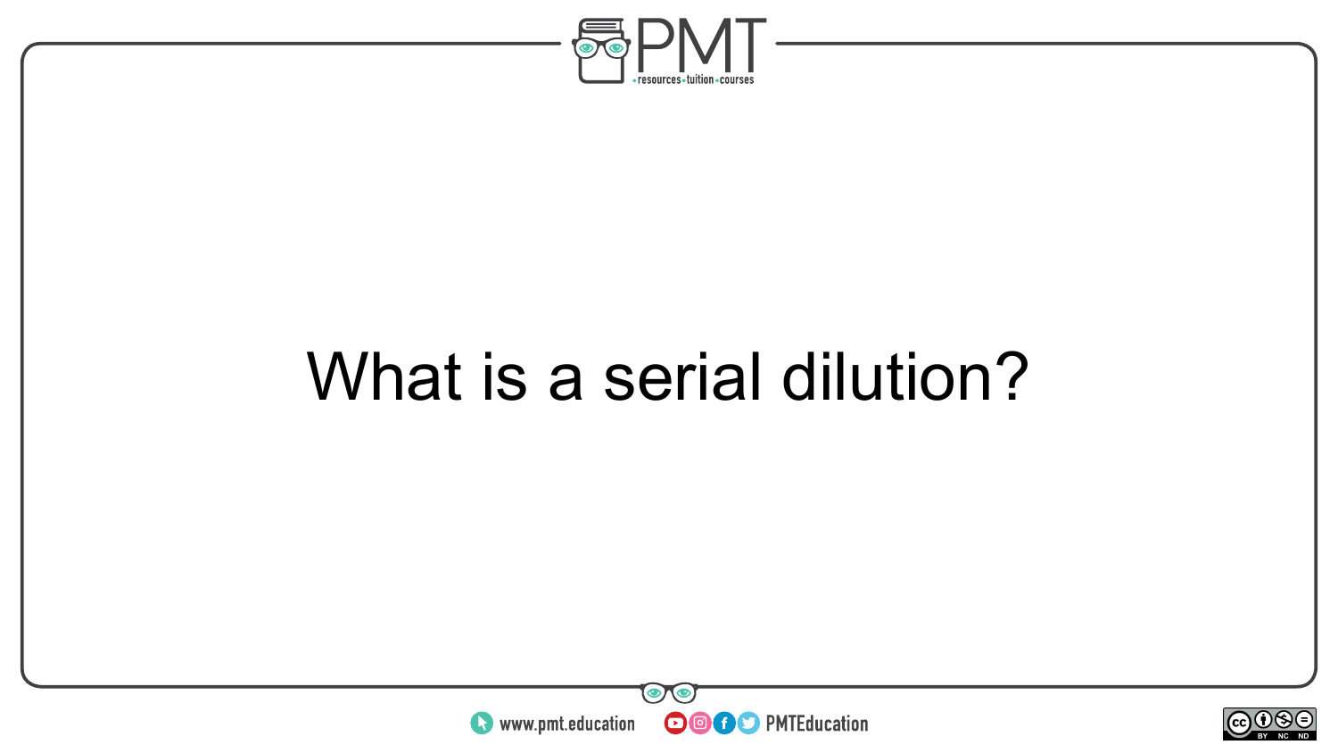What is a serial dilution?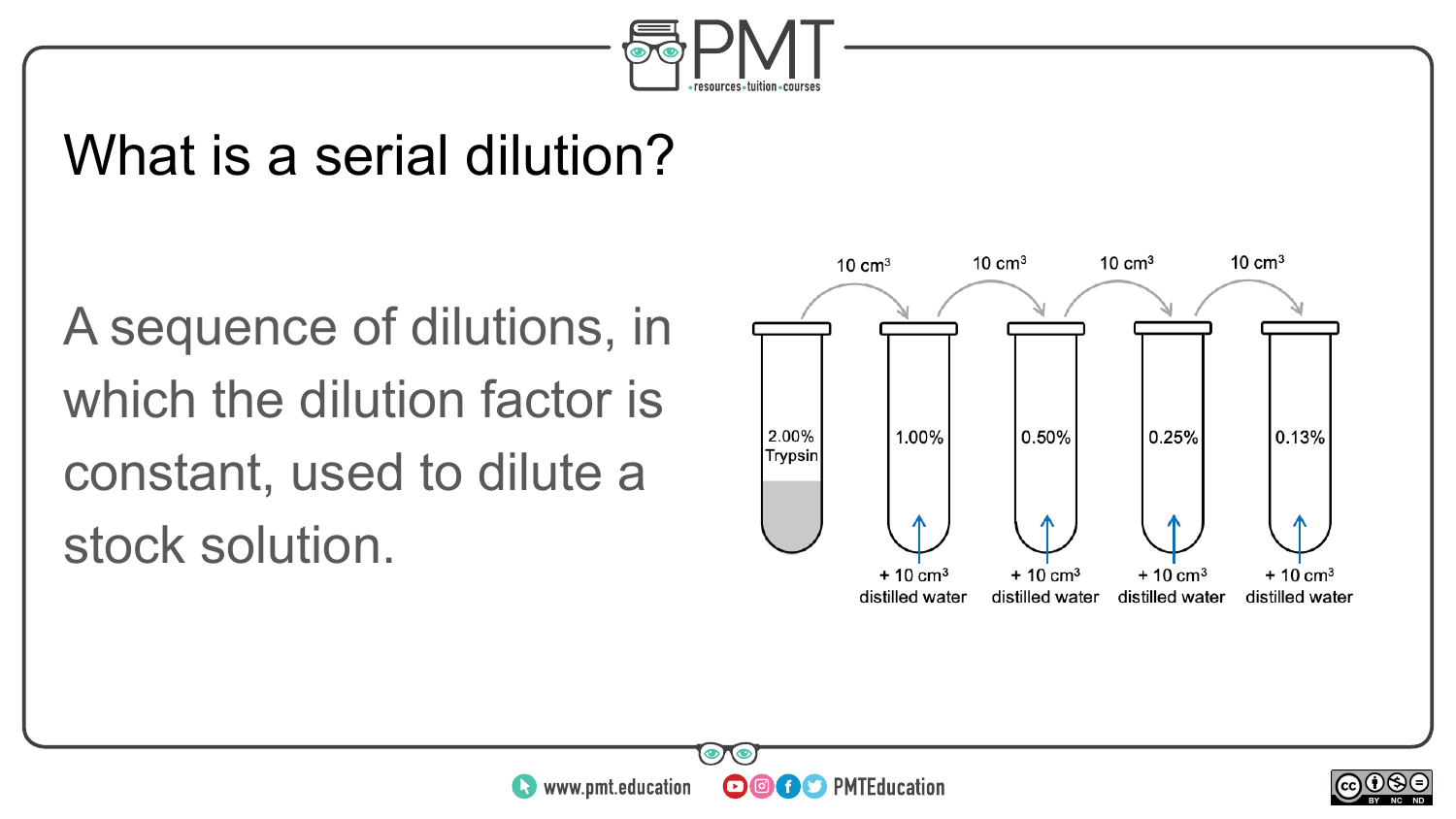# What is a serial dilution?

A sequence of dilutions, in which the dilution factor is constant, used to dilute a stock solution.

10 cm$^3$

10 cm$^3$

10 cm$^3$

10 cm$^3$

2.00% Trypsin

1.00%

0.50%

0.25%

0.13%

+ 10 cm$^3$ distilled water

+ 10 cm$^3$ distilled water

+ 10 cm$^3$ distilled water

+ 10 cm$^3$ distilled water